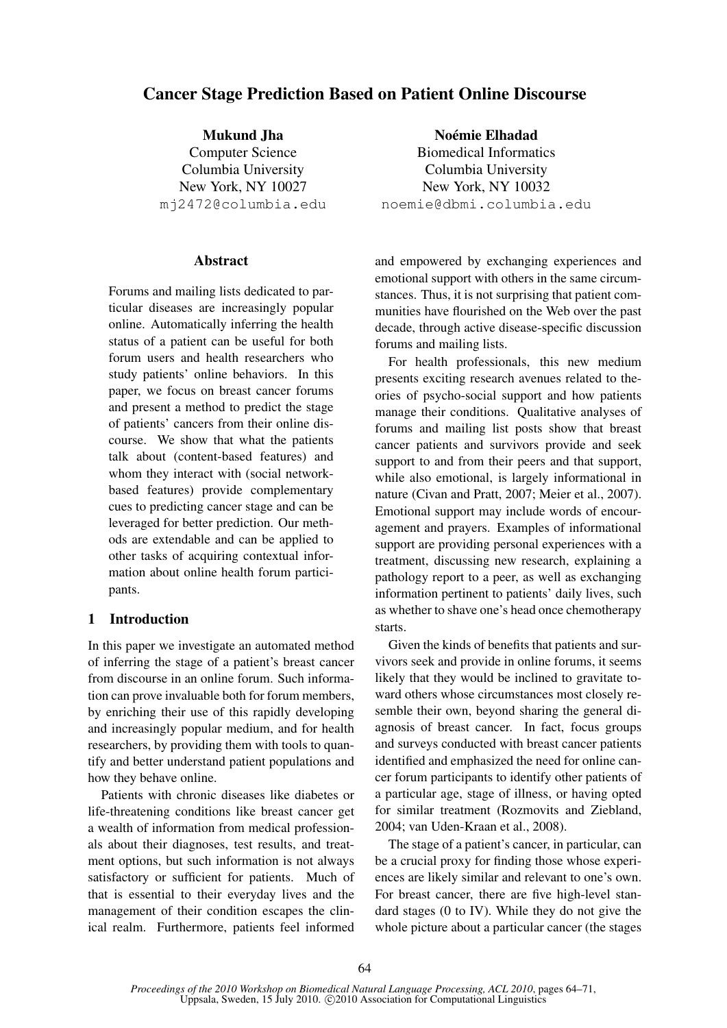# Cancer Stage Prediction Based on Patient Online Discourse

**Mukund Jha**
Computer Science
Columbia University
New York, NY 10027
mj2472@columbia.edu

**Noémie Elhadad**
Biomedical Informatics
Columbia University
New York, NY 10032
noemie@dbmi.columbia.edu

## Abstract

Forums and mailing lists dedicated to particular diseases are increasingly popular online. Automatically inferring the health status of a patient can be useful for both forum users and health researchers who study patients' online behaviors. In this paper, we focus on breast cancer forums and present a method to predict the stage of patients' cancers from their online discourse. We show that what the patients talk about (content-based features) and whom they interact with (social network-based features) provide complementary cues to predicting cancer stage and can be leveraged for better prediction. Our methods are extendable and can be applied to other tasks of acquiring contextual information about online health forum participants.

## 1 Introduction

In this paper we investigate an automated method of inferring the stage of a patient's breast cancer from discourse in an online forum. Such information can prove invaluable both for forum members, by enriching their use of this rapidly developing and increasingly popular medium, and for health researchers, by providing them with tools to quantify and better understand patient populations and how they behave online.

Patients with chronic diseases like diabetes or life-threatening conditions like breast cancer get a wealth of information from medical professionals about their diagnoses, test results, and treatment options, but such information is not always satisfactory or sufficient for patients. Much of that is essential to their everyday lives and the management of their condition escapes the clinical realm. Furthermore, patients feel informed and empowered by exchanging experiences and emotional support with others in the same circumstances. Thus, it is not surprising that patient communities have flourished on the Web over the past decade, through active disease-specific discussion forums and mailing lists.

For health professionals, this new medium presents exciting research avenues related to theories of psycho-social support and how patients manage their conditions. Qualitative analyses of forums and mailing list posts show that breast cancer patients and survivors provide and seek support to and from their peers and that support, while also emotional, is largely informational in nature (Civan and Pratt, 2007; Meier et al., 2007). Emotional support may include words of encouragement and prayers. Examples of informational support are providing personal experiences with a treatment, discussing new research, explaining a pathology report to a peer, as well as exchanging information pertinent to patients' daily lives, such as whether to shave one's head once chemotherapy starts.

Given the kinds of benefits that patients and survivors seek and provide in online forums, it seems likely that they would be inclined to gravitate toward others whose circumstances most closely resemble their own, beyond sharing the general diagnosis of breast cancer. In fact, focus groups and surveys conducted with breast cancer patients identified and emphasized the need for online cancer forum participants to identify other patients of a particular age, stage of illness, or having opted for similar treatment (Rozmovits and Ziebland, 2004; van Uden-Kraan et al., 2008).

The stage of a patient's cancer, in particular, can be a crucial proxy for finding those whose experiences are likely similar and relevant to one's own. For breast cancer, there are five high-level standard stages (0 to IV). While they do not give the whole picture about a particular cancer (the stages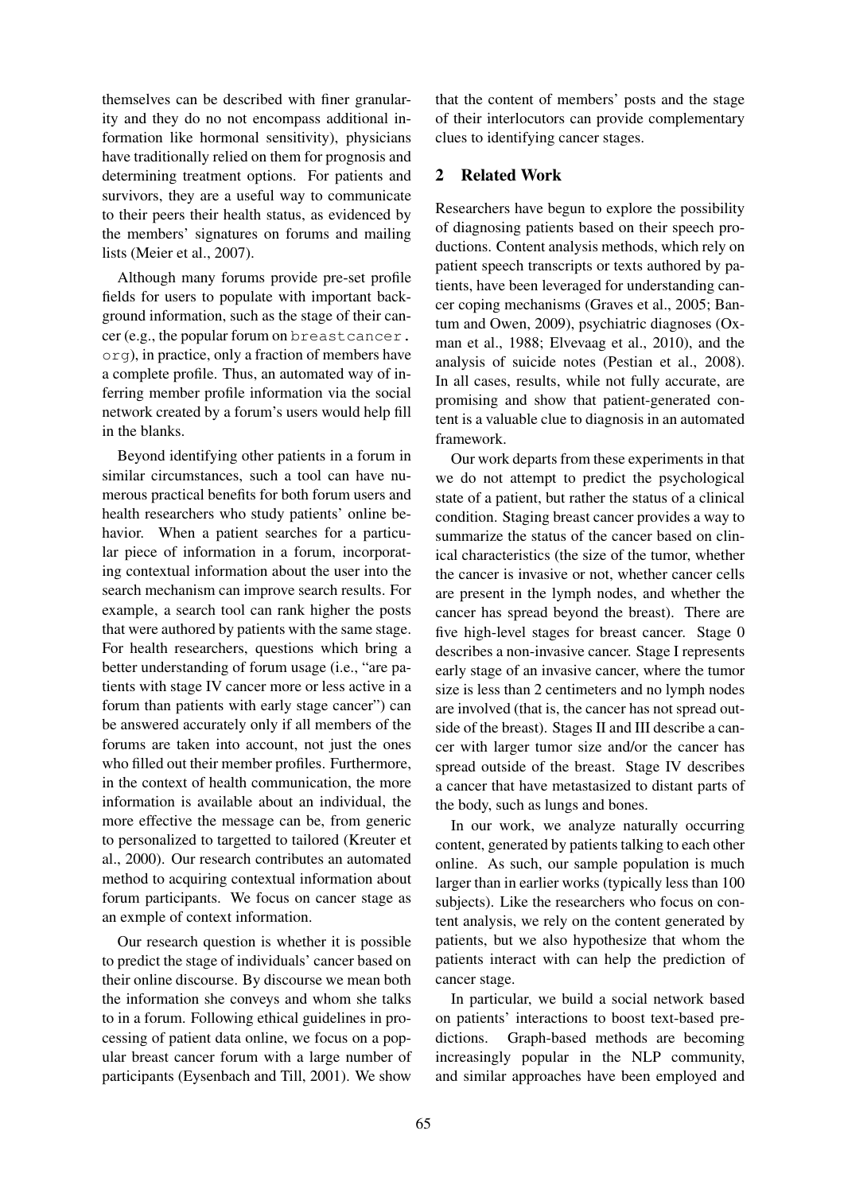themselves can be described with finer granularity and they do no not encompass additional information like hormonal sensitivity), physicians have traditionally relied on them for prognosis and determining treatment options. For patients and survivors, they are a useful way to communicate to their peers their health status, as evidenced by the members' signatures on forums and mailing lists (Meier et al., 2007).

Although many forums provide pre-set profile fields for users to populate with important background information, such as the stage of their cancer (e.g., the popular forum on breastcancer.org), in practice, only a fraction of members have a complete profile. Thus, an automated way of inferring member profile information via the social network created by a forum's users would help fill in the blanks.

Beyond identifying other patients in a forum in similar circumstances, such a tool can have numerous practical benefits for both forum users and health researchers who study patients' online behavior. When a patient searches for a particular piece of information in a forum, incorporating contextual information about the user into the search mechanism can improve search results. For example, a search tool can rank higher the posts that were authored by patients with the same stage. For health researchers, questions which bring a better understanding of forum usage (i.e., "are patients with stage IV cancer more or less active in a forum than patients with early stage cancer") can be answered accurately only if all members of the forums are taken into account, not just the ones who filled out their member profiles. Furthermore, in the context of health communication, the more information is available about an individual, the more effective the message can be, from generic to personalized to targetted to tailored (Kreuter et al., 2000). Our research contributes an automated method to acquiring contextual information about forum participants. We focus on cancer stage as an exmple of context information.

Our research question is whether it is possible to predict the stage of individuals' cancer based on their online discourse. By discourse we mean both the information she conveys and whom she talks to in a forum. Following ethical guidelines in processing of patient data online, we focus on a popular breast cancer forum with a large number of participants (Eysenbach and Till, 2001). We show that the content of members' posts and the stage of their interlocutors can provide complementary clues to identifying cancer stages.

## 2 Related Work

Researchers have begun to explore the possibility of diagnosing patients based on their speech productions. Content analysis methods, which rely on patient speech transcripts or texts authored by patients, have been leveraged for understanding cancer coping mechanisms (Graves et al., 2005; Bantum and Owen, 2009), psychiatric diagnoses (Oxman et al., 1988; Elvevaag et al., 2010), and the analysis of suicide notes (Pestian et al., 2008). In all cases, results, while not fully accurate, are promising and show that patient-generated content is a valuable clue to diagnosis in an automated framework.

Our work departs from these experiments in that we do not attempt to predict the psychological state of a patient, but rather the status of a clinical condition. Staging breast cancer provides a way to summarize the status of the cancer based on clinical characteristics (the size of the tumor, whether the cancer is invasive or not, whether cancer cells are present in the lymph nodes, and whether the cancer has spread beyond the breast). There are five high-level stages for breast cancer. Stage 0 describes a non-invasive cancer. Stage I represents early stage of an invasive cancer, where the tumor size is less than 2 centimeters and no lymph nodes are involved (that is, the cancer has not spread outside of the breast). Stages II and III describe a cancer with larger tumor size and/or the cancer has spread outside of the breast. Stage IV describes a cancer that have metastasized to distant parts of the body, such as lungs and bones.

In our work, we analyze naturally occurring content, generated by patients talking to each other online. As such, our sample population is much larger than in earlier works (typically less than 100 subjects). Like the researchers who focus on content analysis, we rely on the content generated by patients, but we also hypothesize that whom the patients interact with can help the prediction of cancer stage.

In particular, we build a social network based on patients' interactions to boost text-based predictions. Graph-based methods are becoming increasingly popular in the NLP community, and similar approaches have been employed and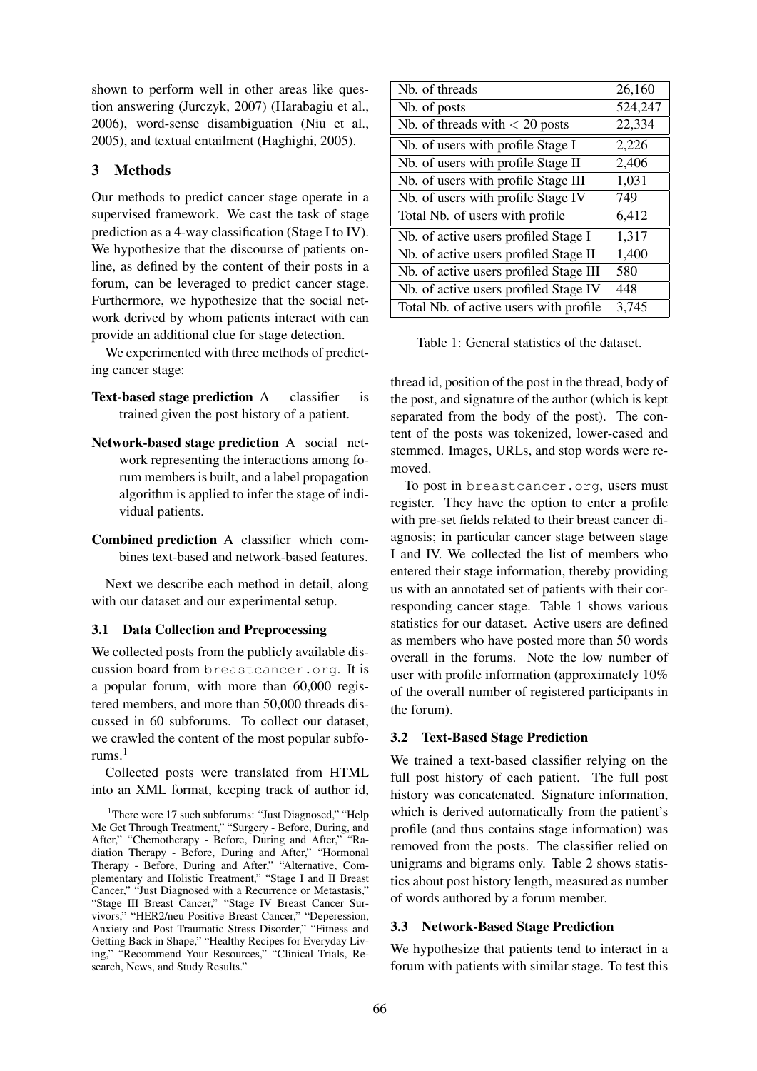shown to perform well in other areas like question answering (Jurczyk, 2007) (Harabagiu et al., 2006), word-sense disambiguation (Niu et al., 2005), and textual entailment (Haghighi, 2005).

## 3 Methods

Our methods to predict cancer stage operate in a supervised framework. We cast the task of stage prediction as a 4-way classification (Stage I to IV). We hypothesize that the discourse of patients online, as defined by the content of their posts in a forum, can be leveraged to predict cancer stage. Furthermore, we hypothesize that the social network derived by whom patients interact with can provide an additional clue for stage detection.

We experimented with three methods of predicting cancer stage:

**Text-based stage prediction** A classifier is trained given the post history of a patient.

**Network-based stage prediction** A social network representing the interactions among forum members is built, and a label propagation algorithm is applied to infer the stage of individual patients.

**Combined prediction** A classifier which combines text-based and network-based features.

Next we describe each method in detail, along with our dataset and our experimental setup.

### 3.1 Data Collection and Preprocessing

We collected posts from the publicly available discussion board from `breastcancer.org`. It is a popular forum, with more than 60,000 registered members, and more than 50,000 threads discussed in 60 subforums. To collect our dataset, we crawled the content of the most popular subforums.[1]

Collected posts were translated from HTML into an XML format, keeping track of author id, thread id, position of the post in the thread, body of the post, and signature of the author (which is kept separated from the body of the post). The content of the posts was tokenized, lower-cased and stemmed. Images, URLs, and stop words were removed.

| Nb. of threads | 26,160 |
|---|---|
| Nb. of posts | 524,247 |
| Nb. of threads with $< 20$ posts | 22,334 |
| Nb. of users with profile Stage I | 2,226 |
| Nb. of users with profile Stage II | 2,406 |
| Nb. of users with profile Stage III | 1,031 |
| Nb. of users with profile Stage IV | 749 |
| Total Nb. of users with profile | 6,412 |
| Nb. of active users profiled Stage I | 1,317 |
| Nb. of active users profiled Stage II | 1,400 |
| Nb. of active users profiled Stage III | 580 |
| Nb. of active users profiled Stage IV | 448 |
| Total Nb. of active users with profile | 3,745 |

Table 1: General statistics of the dataset.

To post in `breastcancer.org`, users must register. They have the option to enter a profile with pre-set fields related to their breast cancer diagnosis; in particular cancer stage between stage I and IV. We collected the list of members who entered their stage information, thereby providing us with an annotated set of patients with their corresponding cancer stage. Table 1 shows various statistics for our dataset. Active users are defined as members who have posted more than 50 words overall in the forums. Note the low number of user with profile information (approximately 10% of the overall number of registered participants in the forum).

### 3.2 Text-Based Stage Prediction

We trained a text-based classifier relying on the full post history of each patient. The full post history was concatenated. Signature information, which is derived automatically from the patient's profile (and thus contains stage information) was removed from the posts. The classifier relied on unigrams and bigrams only. Table 2 shows statistics about post history length, measured as number of words authored by a forum member.

### 3.3 Network-Based Stage Prediction

We hypothesize that patients tend to interact in a forum with patients with similar stage. To test this

[1] There were 17 such subforums: "Just Diagnosed," "Help Me Get Through Treatment," "Surgery - Before, During, and After," "Chemotherapy - Before, During and After," "Radiation Therapy - Before, During and After," "Hormonal Therapy - Before, During and After," "Alternative, Complementary and Holistic Treatment," "Stage I and II Breast Cancer," "Just Diagnosed with a Recurrence or Metastasis," "Stage III Breast Cancer," "Stage IV Breast Cancer Survivors," "HER2/neu Positive Breast Cancer," "Deperession, Anxiety and Post Traumatic Stress Disorder," "Fitness and Getting Back in Shape," "Healthy Recipes for Everyday Living," "Recommend Your Resources," "Clinical Trials, Research, News, and Study Results."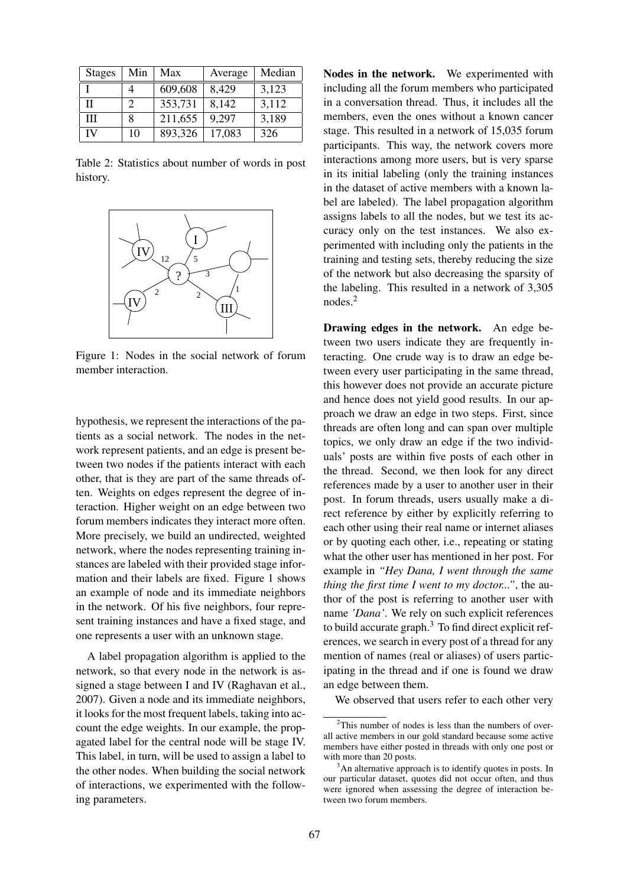| Stages | Min | Max | Average | Median |
|---|---|---|---|---|
| I | 4 | 609,608 | 8,429 | 3,123 |
| II | 2 | 353,731 | 8,142 | 3,112 |
| III | 8 | 211,655 | 9,297 | 3,189 |
| IV | 10 | 893,326 | 17,083 | 326 |

Table 2: Statistics about number of words in post history.

Figure 1: Nodes in the social network of forum member interaction.

hypothesis, we represent the interactions of the patients as a social network. The nodes in the network represent patients, and an edge is present between two nodes if the patients interact with each other, that is they are part of the same threads often. Weights on edges represent the degree of interaction. Higher weight on an edge between two forum members indicates they interact more often. More precisely, we build an undirected, weighted network, where the nodes representing training instances are labeled with their provided stage information and their labels are fixed. Figure 1 shows an example of node and its immediate neighbors in the network. Of his five neighbors, four represent training instances and have a fixed stage, and one represents a user with an unknown stage.

A label propagation algorithm is applied to the network, so that every node in the network is assigned a stage between I and IV (Raghavan et al., 2007). Given a node and its immediate neighbors, it looks for the most frequent labels, taking into account the edge weights. In our example, the propagated label for the central node will be stage IV. This label, in turn, will be used to assign a label to the other nodes. When building the social network of interactions, we experimented with the following parameters.

**Nodes in the network.** We experimented with including all the forum members who participated in a conversation thread. Thus, it includes all the members, even the ones without a known cancer stage. This resulted in a network of 15,035 forum participants. This way, the network covers more interactions among more users, but is very sparse in its initial labeling (only the training instances in the dataset of active members with a known label are labeled). The label propagation algorithm assigns labels to all the nodes, but we test its accuracy only on the test instances. We also experimented with including only the patients in the training and testing sets, thereby reducing the size of the network but also decreasing the sparsity of the labeling. This resulted in a network of 3,305 nodes.[2]

**Drawing edges in the network.** An edge between two users indicate they are frequently interacting. One crude way is to draw an edge between every user participating in the same thread, this however does not provide an accurate picture and hence does not yield good results. In our approach we draw an edge in two steps. First, since threads are often long and can span over multiple topics, we only draw an edge if the two individuals' posts are within five posts of each other in the thread. Second, we then look for any direct references made by a user to another user in their post. In forum threads, users usually make a direct reference by either by explicitly referring to each other using their real name or internet aliases or by quoting each other, i.e., repeating or stating what the other user has mentioned in her post. For example in *"Hey Dana, I went through the same thing the first time I went to my doctor..."*, the author of the post is referring to another user with name *'Dana'*. We rely on such explicit references to build accurate graph.[3] To find direct explicit references, we search in every post of a thread for any mention of names (real or aliases) of users participating in the thread and if one is found we draw an edge between them.

We observed that users refer to each other very

[2] This number of nodes is less than the numbers of overall active members in our gold standard because some active members have either posted in threads with only one post or with more than 20 posts.

[3] An alternative approach is to identify quotes in posts. In our particular dataset, quotes did not occur often, and thus were ignored when assessing the degree of interaction between two forum members.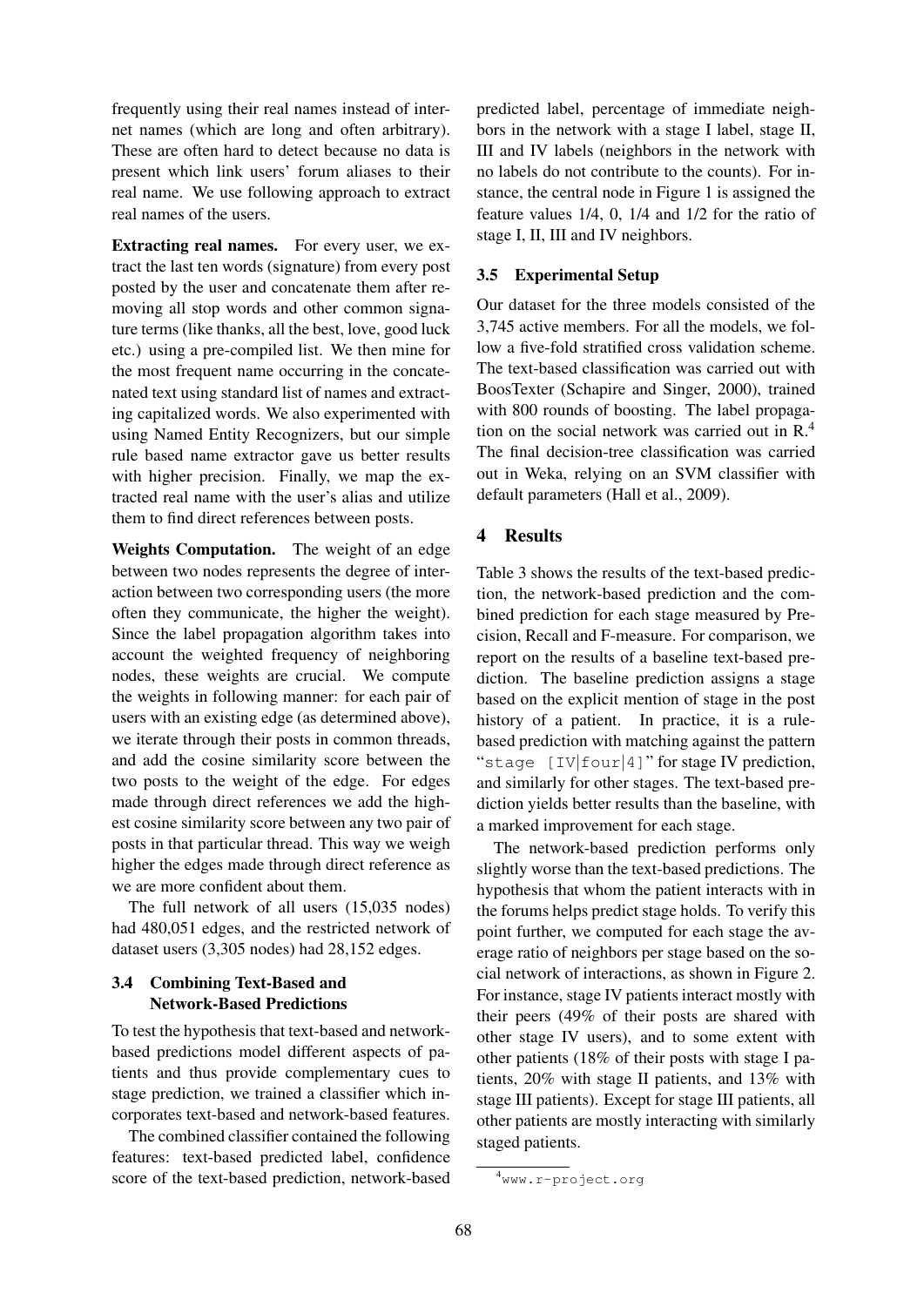frequently using their real names instead of internet names (which are long and often arbitrary). These are often hard to detect because no data is present which link users' forum aliases to their real name. We use following approach to extract real names of the users.

**Extracting real names.** For every user, we extract the last ten words (signature) from every post posted by the user and concatenate them after removing all stop words and other common signature terms (like thanks, all the best, love, good luck etc.) using a pre-compiled list. We then mine for the most frequent name occurring in the concatenated text using standard list of names and extracting capitalized words. We also experimented with using Named Entity Recognizers, but our simple rule based name extractor gave us better results with higher precision. Finally, we map the extracted real name with the user's alias and utilize them to find direct references between posts.

**Weights Computation.** The weight of an edge between two nodes represents the degree of interaction between two corresponding users (the more often they communicate, the higher the weight). Since the label propagation algorithm takes into account the weighted frequency of neighboring nodes, these weights are crucial. We compute the weights in following manner: for each pair of users with an existing edge (as determined above), we iterate through their posts in common threads, and add the cosine similarity score between the two posts to the weight of the edge. For edges made through direct references we add the highest cosine similarity score between any two pair of posts in that particular thread. This way we weigh higher the edges made through direct reference as we are more confident about them.

The full network of all users (15,035 nodes) had 480,051 edges, and the restricted network of dataset users (3,305 nodes) had 28,152 edges.

### 3.4 Combining Text-Based and Network-Based Predictions

To test the hypothesis that text-based and network-based predictions model different aspects of patients and thus provide complementary cues to stage prediction, we trained a classifier which incorporates text-based and network-based features.

The combined classifier contained the following features: text-based predicted label, confidence score of the text-based prediction, network-based predicted label, percentage of immediate neighbors in the network with a stage I label, stage II, III and IV labels (neighbors in the network with no labels do not contribute to the counts). For instance, the central node in Figure 1 is assigned the feature values 1/4, 0, 1/4 and 1/2 for the ratio of stage I, II, III and IV neighbors.

### 3.5 Experimental Setup

Our dataset for the three models consisted of the 3,745 active members. For all the models, we follow a five-fold stratified cross validation scheme. The text-based classification was carried out with BoosTexter (Schapire and Singer, 2000), trained with 800 rounds of boosting. The label propagation on the social network was carried out in R.[4] The final decision-tree classification was carried out in Weka, relying on an SVM classifier with default parameters (Hall et al., 2009).

## 4 Results

Table 3 shows the results of the text-based prediction, the network-based prediction and the combined prediction for each stage measured by Precision, Recall and F-measure. For comparison, we report on the results of a baseline text-based prediction. The baseline prediction assigns a stage based on the explicit mention of stage in the post history of a patient. In practice, it is a rule-based prediction with matching against the pattern "`stage [IV|four|4]`" for stage IV prediction, and similarly for other stages. The text-based prediction yields better results than the baseline, with a marked improvement for each stage.

The network-based prediction performs only slightly worse than the text-based predictions. The hypothesis that whom the patient interacts with in the forums helps predict stage holds. To verify this point further, we computed for each stage the average ratio of neighbors per stage based on the social network of interactions, as shown in Figure 2. For instance, stage IV patients interact mostly with their peers (49% of their posts are shared with other stage IV users), and to some extent with other patients (18% of their posts with stage I patients, 20% with stage II patients, and 13% with stage III patients). Except for stage III patients, all other patients are mostly interacting with similarly staged patients.

[4] www.r-project.org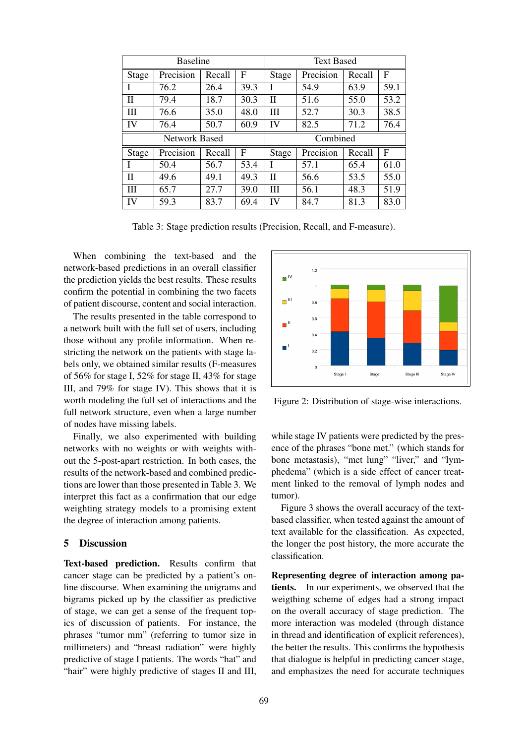| Baseline | | | | Text Based | | | |
|---|---|---|---|---|---|---|---|
| Stage | Precision | Recall | F | Stage | Precision | Recall | F |
| I | 76.2 | 26.4 | 39.3 | I | 54.9 | 63.9 | 59.1 |
| II | 79.4 | 18.7 | 30.3 | II | 51.6 | 55.0 | 53.2 |
| III | 76.6 | 35.0 | 48.0 | III | 52.7 | 30.3 | 38.5 |
| IV | 76.4 | 50.7 | 60.9 | IV | 82.5 | 71.2 | 76.4 |
| **Network Based** | | | | **Combined** | | | |
| Stage | Precision | Recall | F | Stage | Precision | Recall | F |
| I | 50.4 | 56.7 | 53.4 | I | 57.1 | 65.4 | 61.0 |
| II | 49.6 | 49.1 | 49.3 | II | 56.6 | 53.5 | 55.0 |
| III | 65.7 | 27.7 | 39.0 | III | 56.1 | 48.3 | 51.9 |
| IV | 59.3 | 83.7 | 69.4 | IV | 84.7 | 81.3 | 83.0 |

Table 3: Stage prediction results (Precision, Recall, and F-measure).

When combining the text-based and the network-based predictions in an overall classifier the prediction yields the best results. These results confirm the potential in combining the two facets of patient discourse, content and social interaction.

The results presented in the table correspond to a network built with the full set of users, including those without any profile information. When restricting the network on the patients with stage labels only, we obtained similar results (F-measures of 56% for stage I, 52% for stage II, 43% for stage III, and 79% for stage IV). This shows that it is worth modeling the full set of interactions and the full network structure, even when a large number of nodes have missing labels.

Finally, we also experimented with building networks with no weights or with weights without the 5-post-apart restriction. In both cases, the results of the network-based and combined predictions are lower than those presented in Table 3. We interpret this fact as a confirmation that our edge weighting strategy models to a promising extent the degree of interaction among patients.

Figure 2: Distribution of stage-wise interactions.

## 5 Discussion

**Text-based prediction.** Results confirm that cancer stage can be predicted by a patient's online discourse. When examining the unigrams and bigrams picked up by the classifier as predictive of stage, we can get a sense of the frequent topics of discussion of patients. For instance, the phrases "tumor mm" (referring to tumor size in millimeters) and "breast radiation" were highly predictive of stage I patients. The words "hat" and "hair" were highly predictive of stages II and III, while stage IV patients were predicted by the presence of the phrases "bone met." (which stands for bone metastasis), "met lung" "liver," and "lymphedema" (which is a side effect of cancer treatment linked to the removal of lymph nodes and tumor).

Figure 3 shows the overall accuracy of the text-based classifier, when tested against the amount of text available for the classification. As expected, the longer the post history, the more accurate the classification.

**Representing degree of interaction among patients.** In our experiments, we observed that the weigthing scheme of edges had a strong impact on the overall accuracy of stage prediction. The more interaction was modeled (through distance in thread and identification of explicit references), the better the results. This confirms the hypothesis that dialogue is helpful in predicting cancer stage, and emphasizes the need for accurate techniques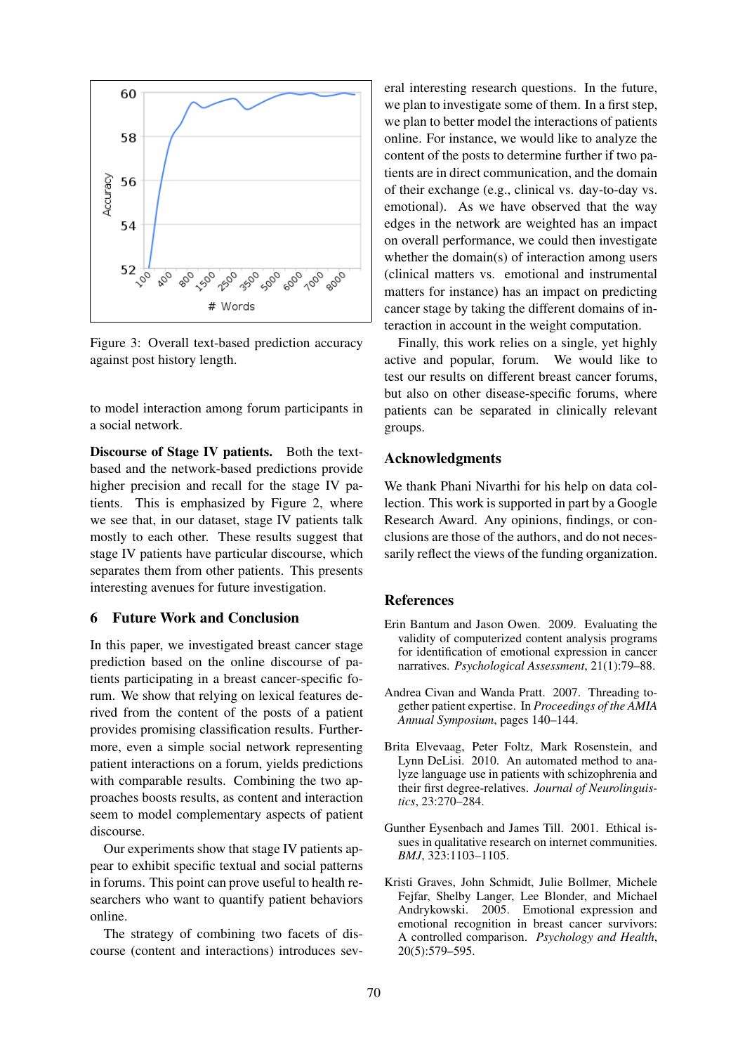Figure 3: Overall text-based prediction accuracy against post history length.

to model interaction among forum participants in a social network.

**Discourse of Stage IV patients.** Both the text-based and the network-based predictions provide higher precision and recall for the stage IV patients. This is emphasized by Figure 2, where we see that, in our dataset, stage IV patients talk mostly to each other. These results suggest that stage IV patients have particular discourse, which separates them from other patients. This presents interesting avenues for future investigation.

## 6 Future Work and Conclusion

In this paper, we investigated breast cancer stage prediction based on the online discourse of patients participating in a breast cancer-specific forum. We show that relying on lexical features derived from the content of the posts of a patient provides promising classification results. Furthermore, even a simple social network representing patient interactions on a forum, yields predictions with comparable results. Combining the two approaches boosts results, as content and interaction seem to model complementary aspects of patient discourse.

Our experiments show that stage IV patients appear to exhibit specific textual and social patterns in forums. This point can prove useful to health researchers who want to quantify patient behaviors online.

The strategy of combining two facets of discourse (content and interactions) introduces several interesting research questions. In the future, we plan to investigate some of them. In a first step, we plan to better model the interactions of patients online. For instance, we would like to analyze the content of the posts to determine further if two patients are in direct communication, and the domain of their exchange (e.g., clinical vs. day-to-day vs. emotional). As we have observed that the way edges in the network are weighted has an impact on overall performance, we could then investigate whether the domain(s) of interaction among users (clinical matters vs. emotional and instrumental matters for instance) has an impact on predicting cancer stage by taking the different domains of interaction in account in the weight computation.

Finally, this work relies on a single, yet highly active and popular, forum. We would like to test our results on different breast cancer forums, but also on other disease-specific forums, where patients can be separated in clinically relevant groups.

## Acknowledgments

We thank Phani Nivarthi for his help on data collection. This work is supported in part by a Google Research Award. Any opinions, findings, or conclusions are those of the authors, and do not necessarily reflect the views of the funding organization.

## References

Erin Bantum and Jason Owen. 2009. Evaluating the validity of computerized content analysis programs for identification of emotional expression in cancer narratives. *Psychological Assessment*, 21(1):79–88.

Andrea Civan and Wanda Pratt. 2007. Threading together patient expertise. In *Proceedings of the AMIA Annual Symposium*, pages 140–144.

Brita Elvevaag, Peter Foltz, Mark Rosenstein, and Lynn DeLisi. 2010. An automated method to analyze language use in patients with schizophrenia and their first degree-relatives. *Journal of Neurolinguistics*, 23:270–284.

Gunther Eysenbach and James Till. 2001. Ethical issues in qualitative research on internet communities. *BMJ*, 323:1103–1105.

Kristi Graves, John Schmidt, Julie Bollmer, Michele Fejfar, Shelby Langer, Lee Blonder, and Michael Andrykowski. 2005. Emotional expression and emotional recognition in breast cancer survivors: A controlled comparison. *Psychology and Health*, 20(5):579–595.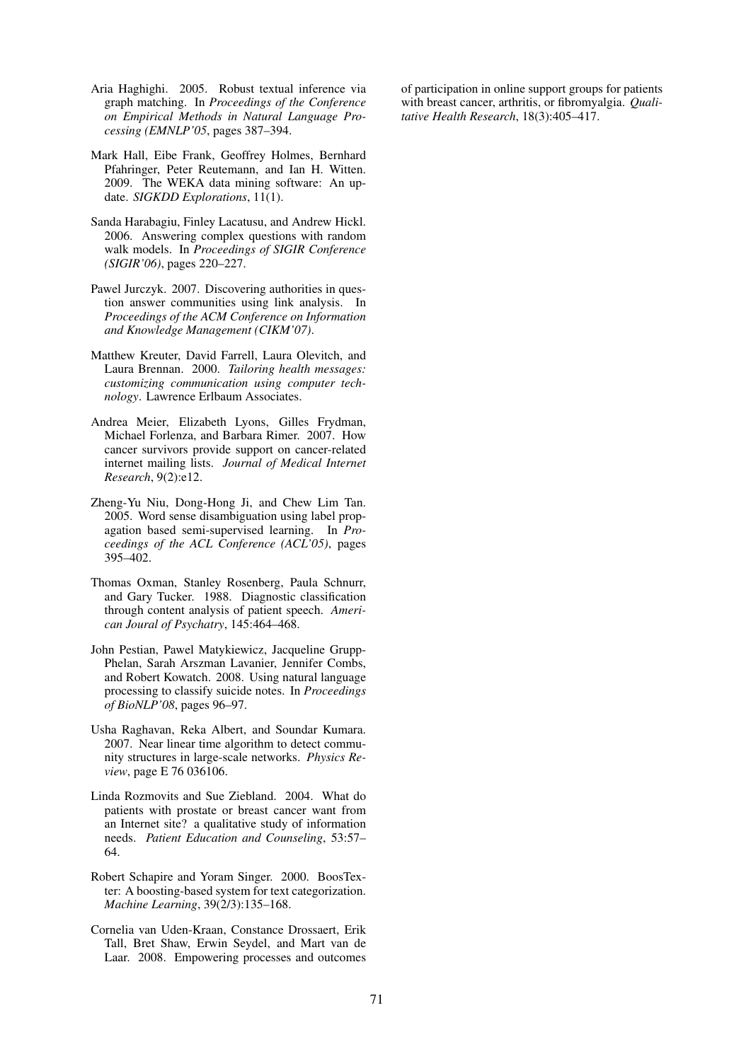Aria Haghighi. 2005. Robust textual inference via graph matching. In *Proceedings of the Conference on Empirical Methods in Natural Language Processing (EMNLP'05*, pages 387–394.

Mark Hall, Eibe Frank, Geoffrey Holmes, Bernhard Pfahringer, Peter Reutemann, and Ian H. Witten. 2009. The WEKA data mining software: An update. *SIGKDD Explorations*, 11(1).

Sanda Harabagiu, Finley Lacatusu, and Andrew Hickl. 2006. Answering complex questions with random walk models. In *Proceedings of SIGIR Conference (SIGIR'06)*, pages 220–227.

Pawel Jurczyk. 2007. Discovering authorities in question answer communities using link analysis. In *Proceedings of the ACM Conference on Information and Knowledge Management (CIKM'07)*.

Matthew Kreuter, David Farrell, Laura Olevitch, and Laura Brennan. 2000. *Tailoring health messages: customizing communication using computer technology*. Lawrence Erlbaum Associates.

Andrea Meier, Elizabeth Lyons, Gilles Frydman, Michael Forlenza, and Barbara Rimer. 2007. How cancer survivors provide support on cancer-related internet mailing lists. *Journal of Medical Internet Research*, 9(2):e12.

Zheng-Yu Niu, Dong-Hong Ji, and Chew Lim Tan. 2005. Word sense disambiguation using label propagation based semi-supervised learning. In *Proceedings of the ACL Conference (ACL'05)*, pages 395–402.

Thomas Oxman, Stanley Rosenberg, Paula Schnurr, and Gary Tucker. 1988. Diagnostic classification through content analysis of patient speech. *American Joural of Psychatry*, 145:464–468.

John Pestian, Pawel Matykiewicz, Jacqueline Grupp-Phelan, Sarah Arszman Lavanier, Jennifer Combs, and Robert Kowatch. 2008. Using natural language processing to classify suicide notes. In *Proceedings of BioNLP'08*, pages 96–97.

Usha Raghavan, Reka Albert, and Soundar Kumara. 2007. Near linear time algorithm to detect community structures in large-scale networks. *Physics Review*, page E 76 036106.

Linda Rozmovits and Sue Ziebland. 2004. What do patients with prostate or breast cancer want from an Internet site? a qualitative study of information needs. *Patient Education and Counseling*, 53:57–64.

Robert Schapire and Yoram Singer. 2000. BoosTexter: A boosting-based system for text categorization. *Machine Learning*, 39(2/3):135–168.

Cornelia van Uden-Kraan, Constance Drossaert, Erik Tall, Bret Shaw, Erwin Seydel, and Mart van de Laar. 2008. Empowering processes and outcomes of participation in online support groups for patients with breast cancer, arthritis, or fibromyalgia. *Qualitative Health Research*, 18(3):405–417.